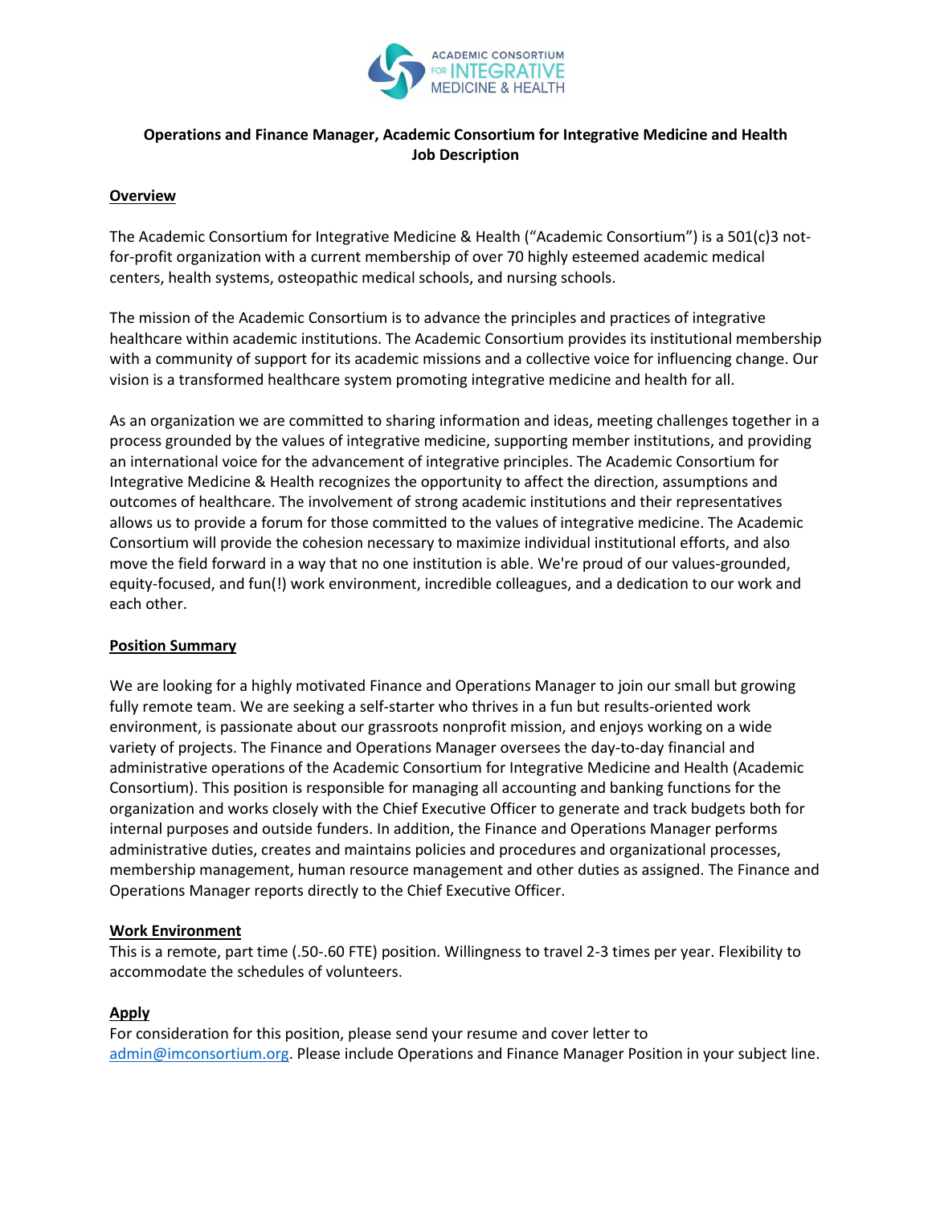**Operations and Finance Manager, Academic Consortium for Integrative Medicine and Health**
**Job Description**

## Overview

The Academic Consortium for Integrative Medicine & Health ("Academic Consortium") is a 501(c)3 not-for-profit organization with a current membership of over 70 highly esteemed academic medical centers, health systems, osteopathic medical schools, and nursing schools.

The mission of the Academic Consortium is to advance the principles and practices of integrative healthcare within academic institutions. The Academic Consortium provides its institutional membership with a community of support for its academic missions and a collective voice for influencing change. Our vision is a transformed healthcare system promoting integrative medicine and health for all.

As an organization we are committed to sharing information and ideas, meeting challenges together in a process grounded by the values of integrative medicine, supporting member institutions, and providing an international voice for the advancement of integrative principles. The Academic Consortium for Integrative Medicine & Health recognizes the opportunity to affect the direction, assumptions and outcomes of healthcare. The involvement of strong academic institutions and their representatives allows us to provide a forum for those committed to the values of integrative medicine. The Academic Consortium will provide the cohesion necessary to maximize individual institutional efforts, and also move the field forward in a way that no one institution is able. We're proud of our values-grounded, equity-focused, and fun(!) work environment, incredible colleagues, and a dedication to our work and each other.

## Position Summary

We are looking for a highly motivated Finance and Operations Manager to join our small but growing fully remote team. We are seeking a self-starter who thrives in a fun but results-oriented work environment, is passionate about our grassroots nonprofit mission, and enjoys working on a wide variety of projects. The Finance and Operations Manager oversees the day-to-day financial and administrative operations of the Academic Consortium for Integrative Medicine and Health (Academic Consortium). This position is responsible for managing all accounting and banking functions for the organization and works closely with the Chief Executive Officer to generate and track budgets both for internal purposes and outside funders. In addition, the Finance and Operations Manager performs administrative duties, creates and maintains policies and procedures and organizational processes, membership management, human resource management and other duties as assigned. The Finance and Operations Manager reports directly to the Chief Executive Officer.

## Work Environment

This is a remote, part time (.50-.60 FTE) position. Willingness to travel 2-3 times per year. Flexibility to accommodate the schedules of volunteers.

## Apply

For consideration for this position, please send your resume and cover letter to admin@imconsortium.org. Please include Operations and Finance Manager Position in your subject line.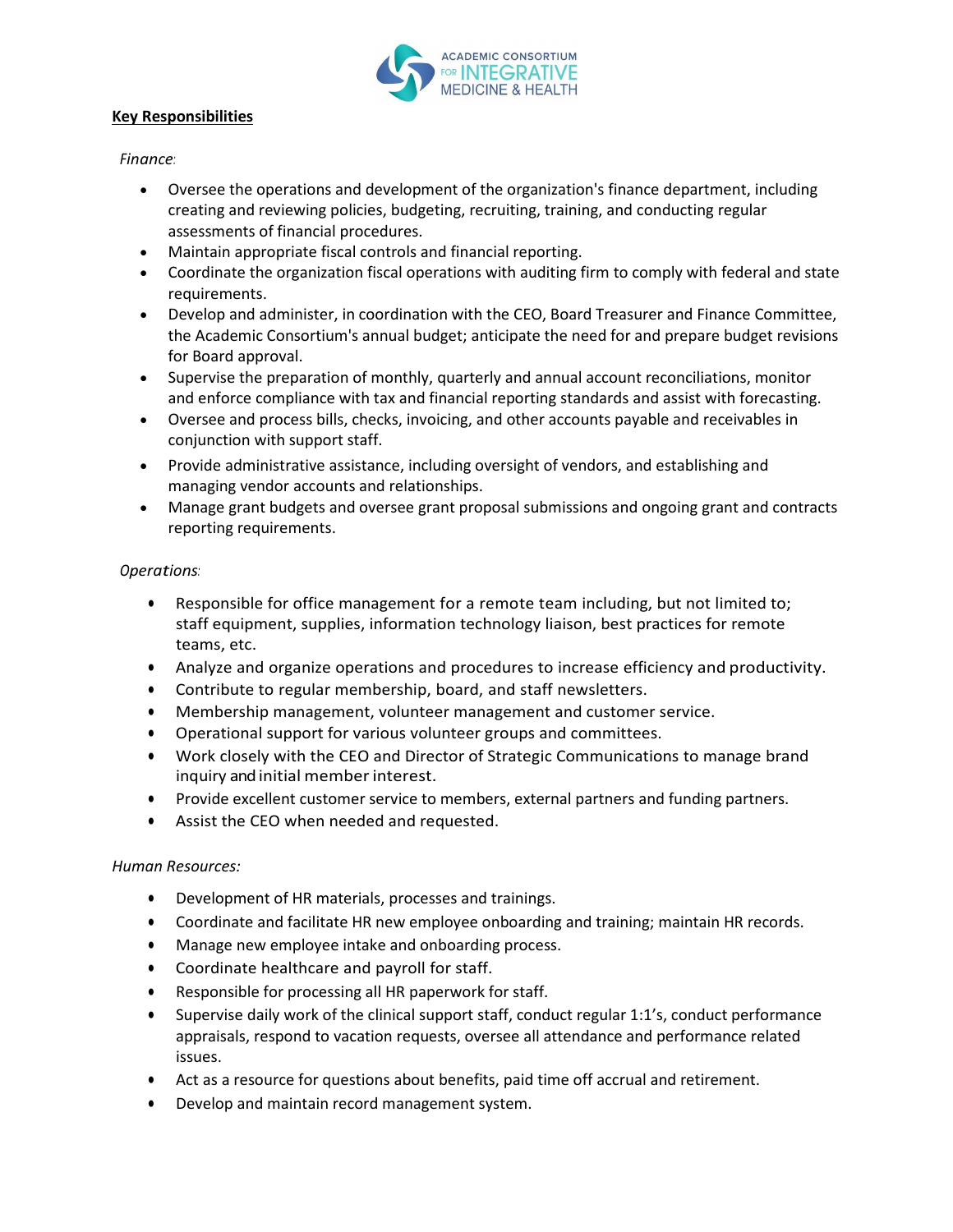**Key Responsibilities**

*Finance:*

- Oversee the operations and development of the organization's finance department, including creating and reviewing policies, budgeting, recruiting, training, and conducting regular assessments of financial procedures.
- Maintain appropriate fiscal controls and financial reporting.
- Coordinate the organization fiscal operations with auditing firm to comply with federal and state requirements.
- Develop and administer, in coordination with the CEO, Board Treasurer and Finance Committee, the Academic Consortium's annual budget; anticipate the need for and prepare budget revisions for Board approval.
- Supervise the preparation of monthly, quarterly and annual account reconciliations, monitor and enforce compliance with tax and financial reporting standards and assist with forecasting.
- Oversee and process bills, checks, invoicing, and other accounts payable and receivables in conjunction with support staff.
- Provide administrative assistance, including oversight of vendors, and establishing and managing vendor accounts and relationships.
- Manage grant budgets and oversee grant proposal submissions and ongoing grant and contracts reporting requirements.

*Operations:*

- Responsible for office management for a remote team including, but not limited to; staff equipment, supplies, information technology liaison, best practices for remote teams, etc.
- Analyze and organize operations and procedures to increase efficiency and productivity.
- Contribute to regular membership, board, and staff newsletters.
- Membership management, volunteer management and customer service.
- Operational support for various volunteer groups and committees.
- Work closely with the CEO and Director of Strategic Communications to manage brand inquiry and initial member interest.
- Provide excellent customer service to members, external partners and funding partners.
- Assist the CEO when needed and requested.

*Human Resources:*

- Development of HR materials, processes and trainings.
- Coordinate and facilitate HR new employee onboarding and training; maintain HR records.
- Manage new employee intake and onboarding process.
- Coordinate healthcare and payroll for staff.
- Responsible for processing all HR paperwork for staff.
- Supervise daily work of the clinical support staff, conduct regular 1:1's, conduct performance appraisals, respond to vacation requests, oversee all attendance and performance related issues.
- Act as a resource for questions about benefits, paid time off accrual and retirement.
- Develop and maintain record management system.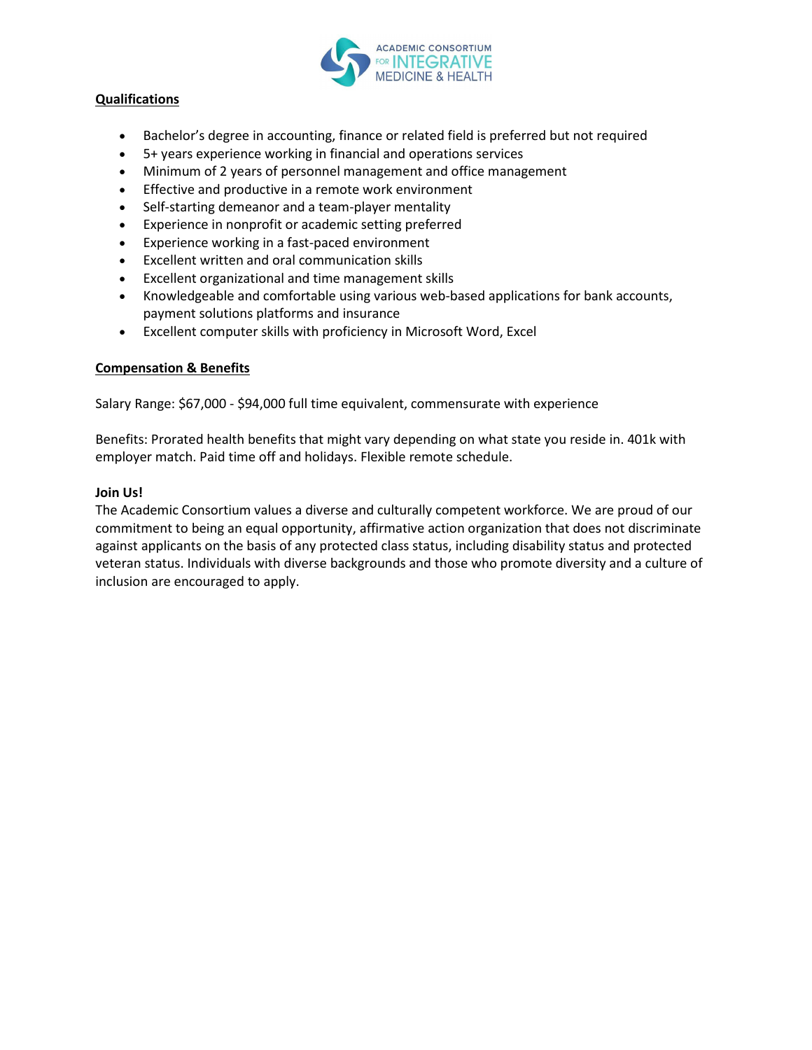## Qualifications

- Bachelor's degree in accounting, finance or related field is preferred but not required
- 5+ years experience working in financial and operations services
- Minimum of 2 years of personnel management and office management
- Effective and productive in a remote work environment
- Self-starting demeanor and a team-player mentality
- Experience in nonprofit or academic setting preferred
- Experience working in a fast-paced environment
- Excellent written and oral communication skills
- Excellent organizational and time management skills
- Knowledgeable and comfortable using various web-based applications for bank accounts, payment solutions platforms and insurance
- Excellent computer skills with proficiency in Microsoft Word, Excel

## Compensation & Benefits

Salary Range: $67,000 - $94,000 full time equivalent, commensurate with experience

Benefits: Prorated health benefits that might vary depending on what state you reside in. 401k with employer match. Paid time off and holidays. Flexible remote schedule.

**Join Us!**

The Academic Consortium values a diverse and culturally competent workforce. We are proud of our commitment to being an equal opportunity, affirmative action organization that does not discriminate against applicants on the basis of any protected class status, including disability status and protected veteran status. Individuals with diverse backgrounds and those who promote diversity and a culture of inclusion are encouraged to apply.